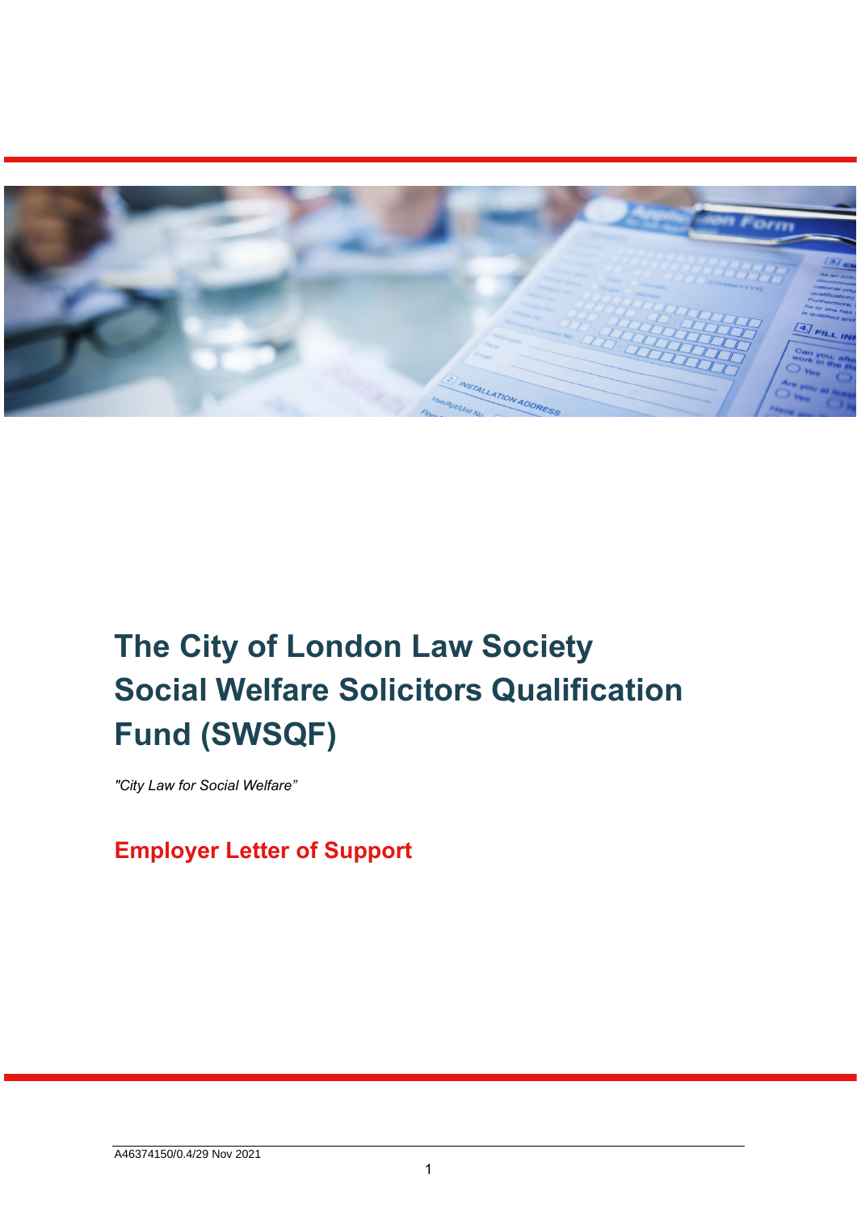# The City of London Law Society Social Welfare Solicitors Qualification Fund (SWSQF)

*"City Law for Social Welfare"*

## Employer Letter of Support

A46374150/0.4/29 Nov 2021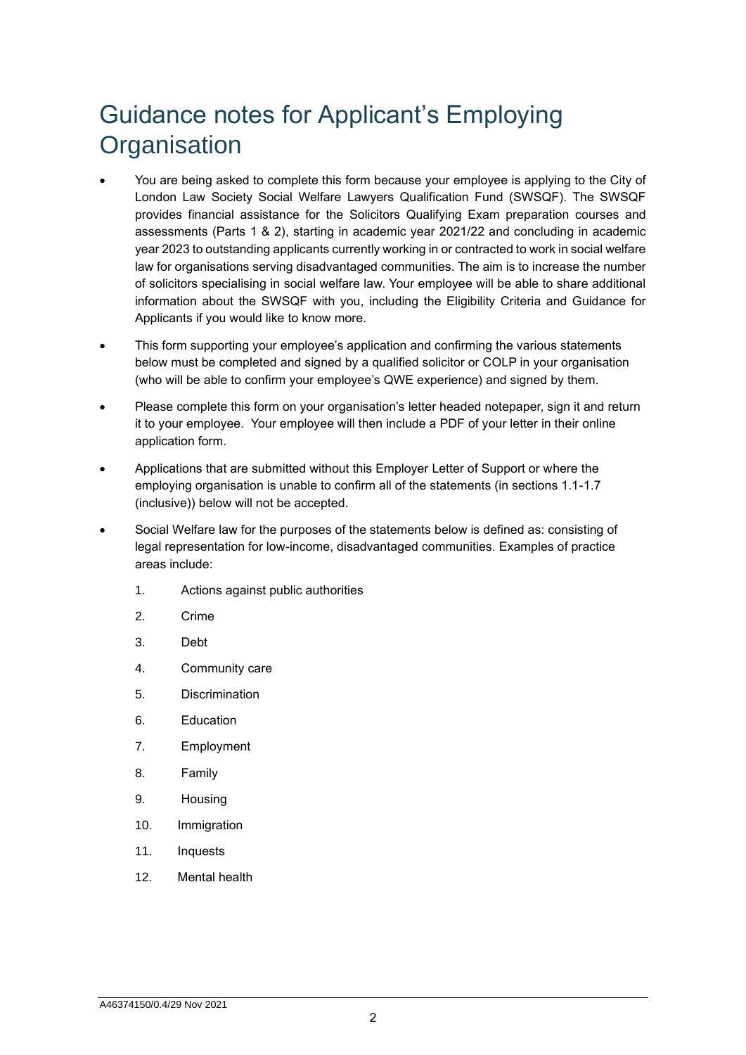# Guidance notes for Applicant's Employing Organisation

- You are being asked to complete this form because your employee is applying to the City of London Law Society Social Welfare Lawyers Qualification Fund (SWSQF). The SWSQF provides financial assistance for the Solicitors Qualifying Exam preparation courses and assessments (Parts 1 & 2), starting in academic year 2021/22 and concluding in academic year 2023 to outstanding applicants currently working in or contracted to work in social welfare law for organisations serving disadvantaged communities. The aim is to increase the number of solicitors specialising in social welfare law. Your employee will be able to share additional information about the SWSQF with you, including the Eligibility Criteria and Guidance for Applicants if you would like to know more.
- This form supporting your employee's application and confirming the various statements below must be completed and signed by a qualified solicitor or COLP in your organisation (who will be able to confirm your employee's QWE experience) and signed by them.
- Please complete this form on your organisation's letter headed notepaper, sign it and return it to your employee. Your employee will then include a PDF of your letter in their online application form.
- Applications that are submitted without this Employer Letter of Support or where the employing organisation is unable to confirm all of the statements (in sections 1.1-1.7 (inclusive)) below will not be accepted.
- Social Welfare law for the purposes of the statements below is defined as: consisting of legal representation for low-income, disadvantaged communities. Examples of practice areas include:

  1. Actions against public authorities
  2. Crime
  3. Debt
  4. Community care
  5. Discrimination
  6. Education
  7. Employment
  8. Family
  9. Housing
  10. Immigration
  11. Inquests
  12. Mental health

A46374150/0.4/29 Nov 2021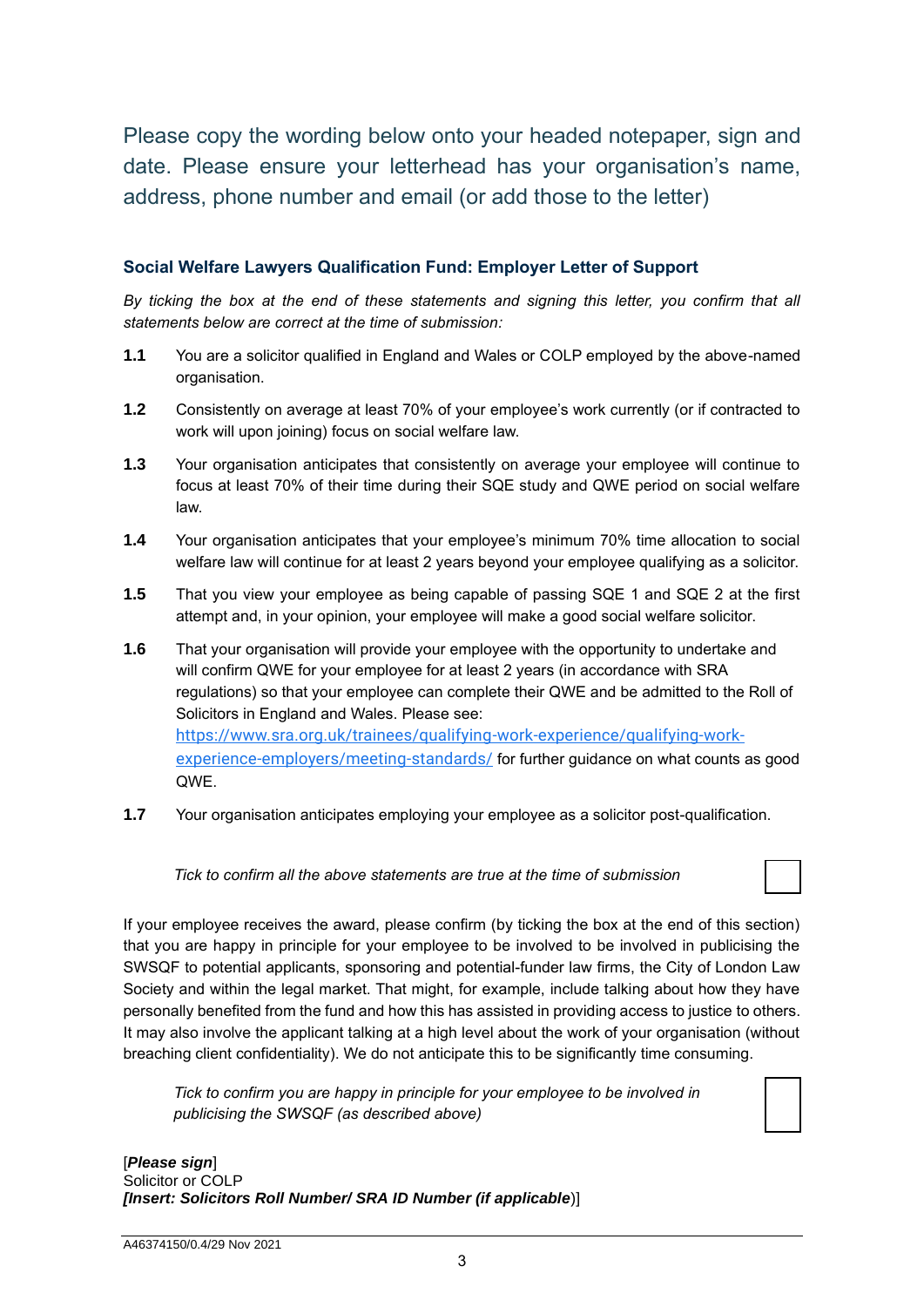Please copy the wording below onto your headed notepaper, sign and date. Please ensure your letterhead has your organisation's name, address, phone number and email (or add those to the letter)

### Social Welfare Lawyers Qualification Fund: Employer Letter of Support

*By ticking the box at the end of these statements and signing this letter, you confirm that all statements below are correct at the time of submission:*

**1.1** You are a solicitor qualified in England and Wales or COLP employed by the above-named organisation.

**1.2** Consistently on average at least 70% of your employee's work currently (or if contracted to work will upon joining) focus on social welfare law.

**1.3** Your organisation anticipates that consistently on average your employee will continue to focus at least 70% of their time during their SQE study and QWE period on social welfare law.

**1.4** Your organisation anticipates that your employee's minimum 70% time allocation to social welfare law will continue for at least 2 years beyond your employee qualifying as a solicitor.

**1.5** That you view your employee as being capable of passing SQE 1 and SQE 2 at the first attempt and, in your opinion, your employee will make a good social welfare solicitor.

**1.6** That your organisation will provide your employee with the opportunity to undertake and will confirm QWE for your employee for at least 2 years (in accordance with SRA regulations) so that your employee can complete their QWE and be admitted to the Roll of Solicitors in England and Wales. Please see: https://www.sra.org.uk/trainees/qualifying-work-experience/qualifying-work-experience-employers/meeting-standards/ for further guidance on what counts as good QWE.

**1.7** Your organisation anticipates employing your employee as a solicitor post-qualification.

*Tick to confirm all the above statements are true at the time of submission* ☐

If your employee receives the award, please confirm (by ticking the box at the end of this section) that you are happy in principle for your employee to be involved to be involved in publicising the SWSQF to potential applicants, sponsoring and potential-funder law firms, the City of London Law Society and within the legal market. That might, for example, include talking about how they have personally benefited from the fund and how this has assisted in providing access to justice to others. It may also involve the applicant talking at a high level about the work of your organisation (without breaching client confidentiality). We do not anticipate this to be significantly time consuming.

*Tick to confirm you are happy in principle for your employee to be involved in publicising the SWSQF (as described above)* ☐

[***Please sign***]
Solicitor or COLP
***[Insert: Solicitors Roll Number/ SRA ID Number (if applicable***)]

A46374150/0.4/29 Nov 2021